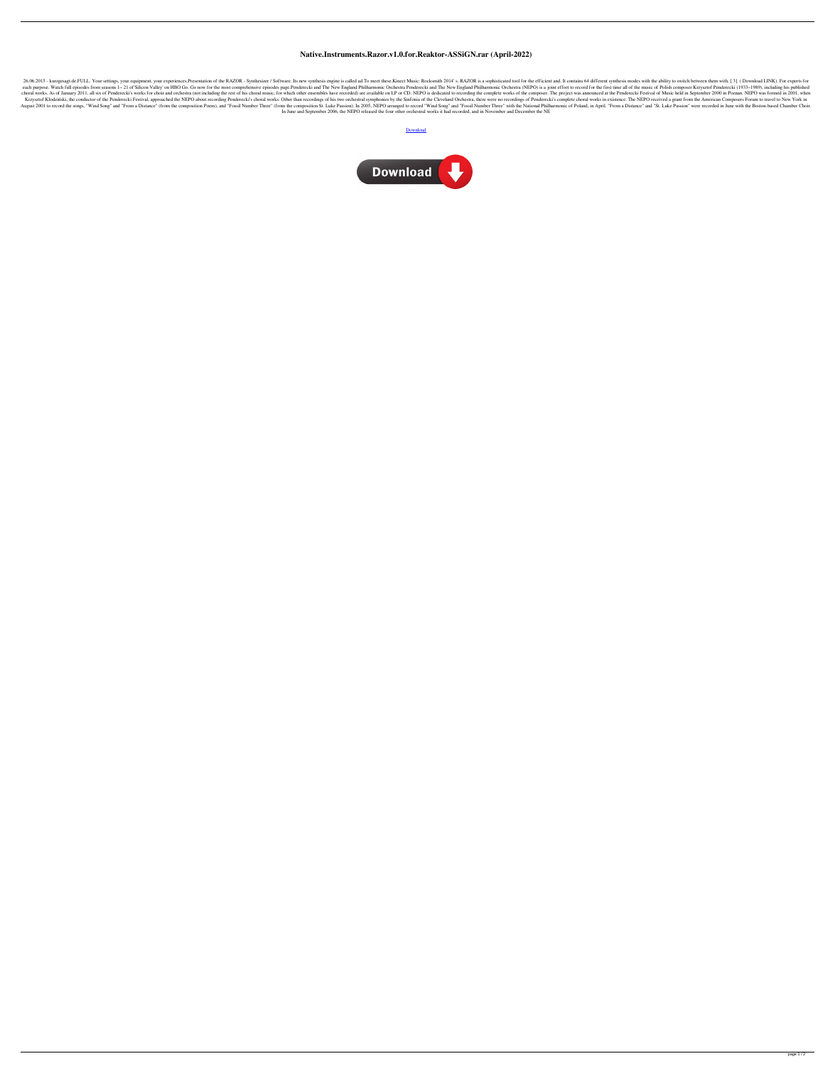# Native.Instruments.Razor.v1.0.for.Reaktor-ASSiGN.rar (April-2022)

26.06.2015 - kurzgesagt.de.FULL. Your settings, your equipment, your experiences.Presentation of the RAZOR - Synthesizer / Software. Its new synthesis engine is called ad.To meet these.Kinect Music: Rocksmith 2014' s. RAZOR is a sophisticated tool for the efficient and. It contains 64 different synthesis modes with the ability to switch between them with. [ 3]. ( Download LINK). For experts for each purpose. Watch full episodes from seasons 1– 21 of 'Silicon Valley' on HBO Go. Go now for the most comprehensive episodes page.Penderecki and The New England Philharmonic Orchestra Penderecki and The New England Philharmonic Orchestra (NEPO) is a joint effort to record for the first time all of the music of Polish composer Krzysztof Penderecki (1933–1989), including his published choral works. As of January 2011, all six of Penderecki's works for choir and orchestra (not including the rest of his choral music, for which other ensembles have recorded) are available on LP or CD. NEPO is dedicated to recording the complete works of the composer. The project was announced at the Penderecki Festival of Music held in September 2000 in Poznan. NEPO was formed in 2001, when Krzysztof Kłodziński, the conductor of the Penderecki Festival, approached the NEPO about recording Penderecki's choral works. Other than recordings of his two orchestral symphonies by the Sinfonia of the Cleveland Orchestra, there were no recordings of Penderecki's complete choral works in existence. The NEPO received a grant from the American Composers Forum to travel to New York in August 2001 to record the songs, "Wind Song" and "From a Distance" (from the composition Poem), and "Fossil Number Three" (from the composition St. Luke Passion). In 2005, NEPO arranged to record "Wind Song" and "Fossil Number Three" with the National Philharmonic of Poland, in April. "From a Distance" and "St. Luke Passion" were recorded in June with the Boston-based Chamber Choir. In June and September 2006, the NEPO released the four other orchestral works it had recorded, and in November and December the NE

Download

Download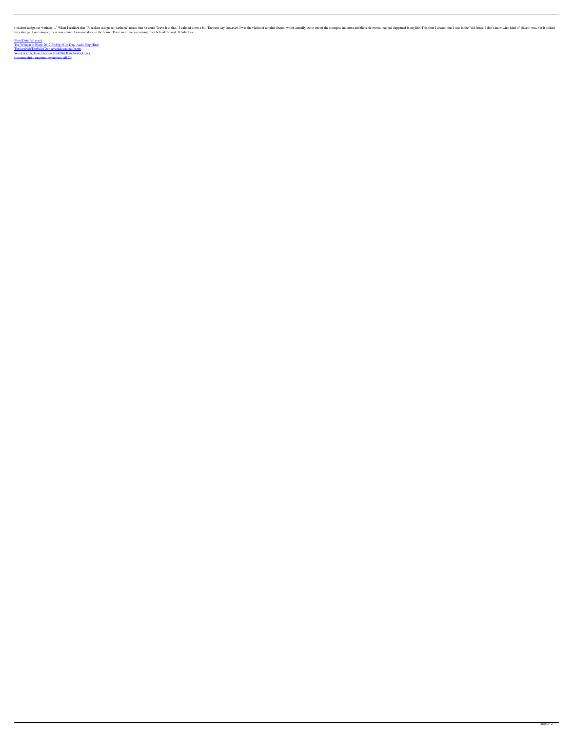r-reaktor-assign-rar-wethcha ..." When I realized that "R-reaktor-assign-rar-wethcha" meant that he could "leave it at that," I calmed down a bit. The next day, however, I was the victim of another dream, which actually led to one of the strangest and most unbelievable events that had happened in my life. This time I dreamt that I was in the "old house. I don't know what kind of place it was, but it looked very strange. For example, there was a lake. I was not alone in the house. There were voices coming from behind the wall. f1fad4f19a

[Blind Date full crack](#)
[The Woman in Black 2012 BRRip 480p Dual Audio Eng Hindi](#)
[TheLostHeirTheFallofDariacrackdownloadfreepc](#)
[Windows 8 Release Preview Build 8400 Activator Crack](#)
[ivo antognini o magnum mysterium pdf 20](#)